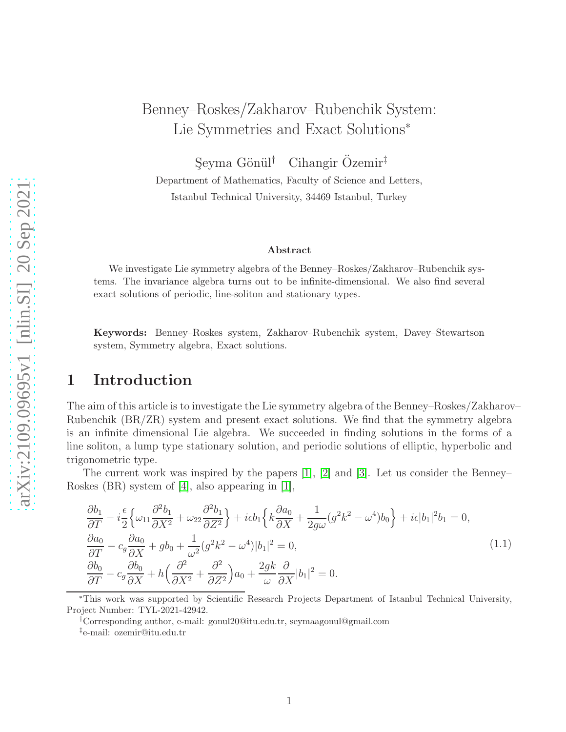# Benney–Roskes/Zakharov–Rubenchik System: Lie Symmetries and Exact Solutions*

Şeyma Gönül† Cihangir Özemir‡

Department of Mathematics, Faculty of Science and Letters,
Istanbul Technical University, 34469 Istanbul, Turkey

### Abstract

We investigate Lie symmetry algebra of the Benney–Roskes/Zakharov–Rubenchik systems. The invariance algebra turns out to be infinite-dimensional. We also find several exact solutions of periodic, line-soliton and stationary types.

**Keywords:** Benney–Roskes system, Zakharov–Rubenchik system, Davey–Stewartson system, Symmetry algebra, Exact solutions.

## 1 Introduction

The aim of this article is to investigate the Lie symmetry algebra of the Benney–Roskes/Zakharov–Rubenchik (BR/ZR) system and present exact solutions. We find that the symmetry algebra is an infinite dimensional Lie algebra. We succeeded in finding solutions in the forms of a line soliton, a lump type stationary solution, and periodic solutions of elliptic, hyperbolic and trigonometric type.

The current work was inspired by the papers [1], [2] and [3]. Let us consider the Benney–Roskes (BR) system of [4], also appearing in [1],

$$
\begin{aligned}
&\frac{\partial b_1}{\partial T} - i\frac{\epsilon}{2}\Big\{\omega_{11}\frac{\partial^2 b_1}{\partial X^2} + \omega_{22}\frac{\partial^2 b_1}{\partial Z^2}\Big\} + i\epsilon b_1\Big\{k\frac{\partial a_0}{\partial X} + \frac{1}{2g\omega}(g^2k^2-\omega^4)b_0\Big\} + i\epsilon|b_1|^2 b_1 = 0,\\
&\frac{\partial a_0}{\partial T} - c_g\frac{\partial a_0}{\partial X} + g b_0 + \frac{1}{\omega^2}(g^2k^2-\omega^4)|b_1|^2 = 0,\\
&\frac{\partial b_0}{\partial T} - c_g\frac{\partial b_0}{\partial X} + h\Big(\frac{\partial^2}{\partial X^2} + \frac{\partial^2}{\partial Z^2}\Big)a_0 + \frac{2gk}{\omega}\frac{\partial}{\partial X}|b_1|^2 = 0.
\end{aligned}
\tag{1.1}
$$

*This work was supported by Scientific Research Projects Department of Istanbul Technical University, Project Number: TYL-2021-42942.

†Corresponding author, e-mail: gonul20@itu.edu.tr, seymaagonul@gmail.com

‡e-mail: ozemir@itu.edu.tr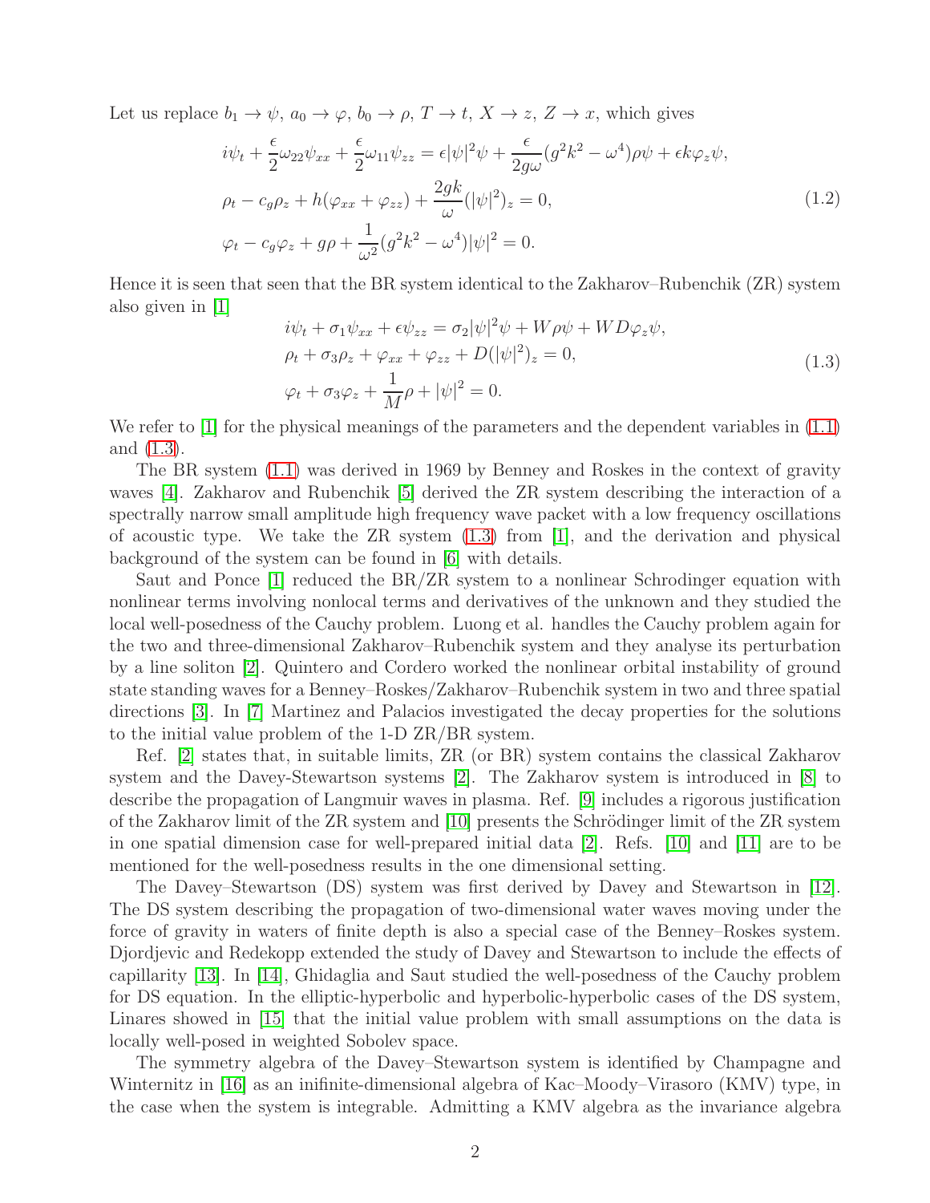Let us replace $b_1 \to \psi$, $a_0 \to \varphi$, $b_0 \to \rho$, $T \to t$, $X \to z$, $Z \to x$, which gives

$$
\begin{aligned}
& i\psi_t + \frac{\epsilon}{2}\omega_{22}\psi_{xx} + \frac{\epsilon}{2}\omega_{11}\psi_{zz} = \epsilon|\psi|^2\psi + \frac{\epsilon}{2g\omega}(g^2k^2 - \omega^4)\rho\psi + \epsilon k\varphi_z\psi, \\
& \rho_t - c_g\rho_z + h(\varphi_{xx} + \varphi_{zz}) + \frac{2gk}{\omega}(|\psi|^2)_z = 0, \\
& \varphi_t - c_g\varphi_z + g\rho + \frac{1}{\omega^2}(g^2k^2 - \omega^4)|\psi|^2 = 0.
\end{aligned}
\tag{1.2}
$$

Hence it is seen that seen that the BR system identical to the Zakharov–Rubenchik (ZR) system also given in [1]

$$
\begin{aligned}
& i\psi_t + \sigma_1\psi_{xx} + \epsilon\psi_{zz} = \sigma_2|\psi|^2\psi + W\rho\psi + WD\varphi_z\psi, \\
& \rho_t + \sigma_3\rho_z + \varphi_{xx} + \varphi_{zz} + D(|\psi|^2)_z = 0, \\
& \varphi_t + \sigma_3\varphi_z + \frac{1}{M}\rho + |\psi|^2 = 0.
\end{aligned}
\tag{1.3}
$$

We refer to [1] for the physical meanings of the parameters and the dependent variables in (1.1) and (1.3).

The BR system (1.1) was derived in 1969 by Benney and Roskes in the context of gravity waves [4]. Zakharov and Rubenchik [5] derived the ZR system describing the interaction of a spectrally narrow small amplitude high frequency wave packet with a low frequency oscillations of acoustic type. We take the ZR system (1.3) from [1], and the derivation and physical background of the system can be found in [6] with details.

Saut and Ponce [1] reduced the BR/ZR system to a nonlinear Schrodinger equation with nonlinear terms involving nonlocal terms and derivatives of the unknown and they studied the local well-posedness of the Cauchy problem. Luong et al. handles the Cauchy problem again for the two and three-dimensional Zakharov–Rubenchik system and they analyse its perturbation by a line soliton [2]. Quintero and Cordero worked the nonlinear orbital instability of ground state standing waves for a Benney–Roskes/Zakharov–Rubenchik system in two and three spatial directions [3]. In [7] Martinez and Palacios investigated the decay properties for the solutions to the initial value problem of the 1-D ZR/BR system.

Ref. [2] states that, in suitable limits, ZR (or BR) system contains the classical Zakharov system and the Davey-Stewartson systems [2]. The Zakharov system is introduced in [8] to describe the propagation of Langmuir waves in plasma. Ref. [9] includes a rigorous justification of the Zakharov limit of the ZR system and [10] presents the Schrödinger limit of the ZR system in one spatial dimension case for well-prepared initial data [2]. Refs. [10] and [11] are to be mentioned for the well-posedness results in the one dimensional setting.

The Davey–Stewartson (DS) system was first derived by Davey and Stewartson in [12]. The DS system describing the propagation of two-dimensional water waves moving under the force of gravity in waters of finite depth is also a special case of the Benney–Roskes system. Djordjevic and Redekopp extended the study of Davey and Stewartson to include the effects of capillarity [13]. In [14], Ghidaglia and Saut studied the well-posedness of the Cauchy problem for DS equation. In the elliptic-hyperbolic and hyperbolic-hyperbolic cases of the DS system, Linares showed in [15] that the initial value problem with small assumptions on the data is locally well-posed in weighted Sobolev space.

The symmetry algebra of the Davey–Stewartson system is identified by Champagne and Winternitz in [16] as an inifinite-dimensional algebra of Kac–Moody–Virasoro (KMV) type, in the case when the system is integrable. Admitting a KMV algebra as the invariance algebra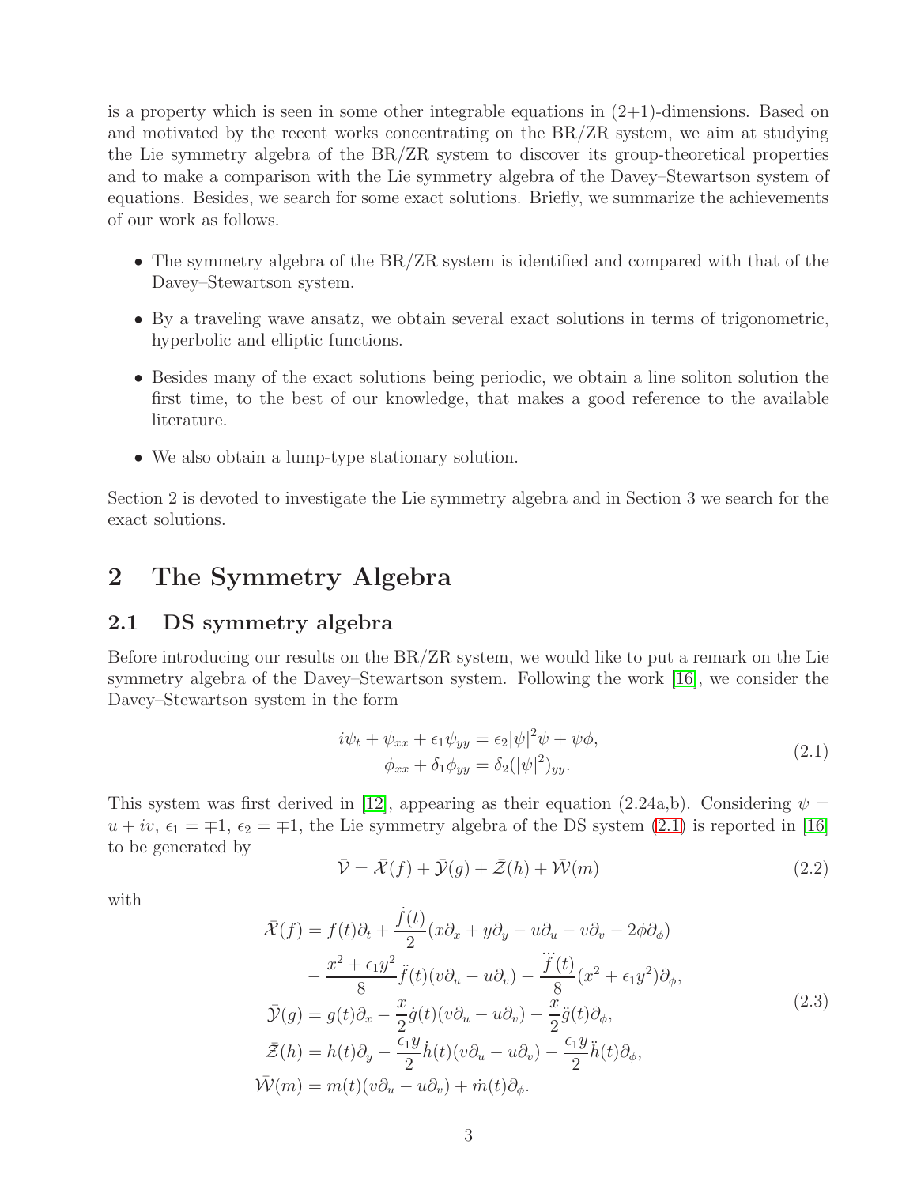is a property which is seen in some other integrable equations in (2+1)-dimensions. Based on and motivated by the recent works concentrating on the BR/ZR system, we aim at studying the Lie symmetry algebra of the BR/ZR system to discover its group-theoretical properties and to make a comparison with the Lie symmetry algebra of the Davey–Stewartson system of equations. Besides, we search for some exact solutions. Briefly, we summarize the achievements of our work as follows.

- The symmetry algebra of the BR/ZR system is identified and compared with that of the Davey–Stewartson system.
- By a traveling wave ansatz, we obtain several exact solutions in terms of trigonometric, hyperbolic and elliptic functions.
- Besides many of the exact solutions being periodic, we obtain a line soliton solution the first time, to the best of our knowledge, that makes a good reference to the available literature.
- We also obtain a lump-type stationary solution.

Section 2 is devoted to investigate the Lie symmetry algebra and in Section 3 we search for the exact solutions.

# 2 The Symmetry Algebra

## 2.1 DS symmetry algebra

Before introducing our results on the BR/ZR system, we would like to put a remark on the Lie symmetry algebra of the Davey–Stewartson system. Following the work [16], we consider the Davey–Stewartson system in the form

$$
\begin{aligned}
i\psi_t + \psi_{xx} + \epsilon_1 \psi_{yy} &= \epsilon_2 |\psi|^2 \psi + \psi\phi, \\
\phi_{xx} + \delta_1 \phi_{yy} &= \delta_2 (|\psi|^2)_{yy}.
\end{aligned}
\tag{2.1}
$$

This system was first derived in [12], appearing as their equation (2.24a,b). Considering $\psi = u + iv$, $\epsilon_1 = \mp 1$, $\epsilon_2 = \mp 1$, the Lie symmetry algebra of the DS system (2.1) is reported in [16] to be generated by

$$
\bar{\mathcal{V}} = \bar{\mathcal{X}}(f) + \bar{\mathcal{Y}}(g) + \bar{\mathcal{Z}}(h) + \bar{\mathcal{W}}(m)
\tag{2.2}
$$

with

$$
\begin{aligned}
\bar{\mathcal{X}}(f) &= f(t)\partial_t + \frac{\dot{f}(t)}{2}(x\partial_x + y\partial_y - u\partial_u - v\partial_v - 2\phi\partial_\phi) \\
&\quad - \frac{x^2 + \epsilon_1 y^2}{8}\ddot{f}(t)(v\partial_u - u\partial_v) - \frac{\dddot{f}(t)}{8}(x^2 + \epsilon_1 y^2)\partial_\phi, \\
\bar{\mathcal{Y}}(g) &= g(t)\partial_x - \frac{x}{2}\dot{g}(t)(v\partial_u - u\partial_v) - \frac{x}{2}\ddot{g}(t)\partial_\phi, \\
\bar{\mathcal{Z}}(h) &= h(t)\partial_y - \frac{\epsilon_1 y}{2}\dot{h}(t)(v\partial_u - u\partial_v) - \frac{\epsilon_1 y}{2}\ddot{h}(t)\partial_\phi, \\
\bar{\mathcal{W}}(m) &= m(t)(v\partial_u - u\partial_v) + \dot{m}(t)\partial_\phi.
\end{aligned}
\tag{2.3}
$$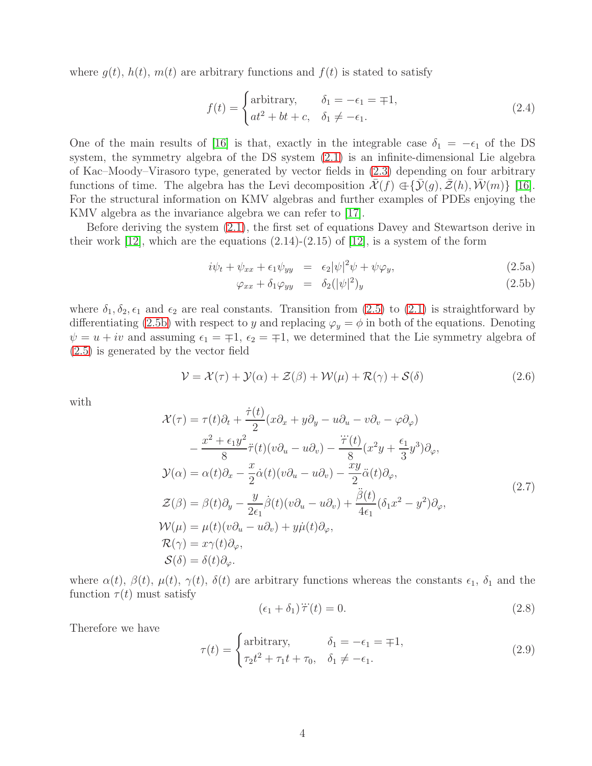where $g(t)$, $h(t)$, $m(t)$ are arbitrary functions and $f(t)$ is stated to satisfy

$$
f(t) = \begin{cases} \text{arbitrary}, & \delta_1 = -\epsilon_1 = \mp 1, \\ at^2 + bt + c, & \delta_1 \neq -\epsilon_1. \end{cases} \tag{2.4}
$$

One of the main results of [16] is that, exactly in the integrable case $\delta_1 = -\epsilon_1$ of the DS system, the symmetry algebra of the DS system (2.1) is an infinite-dimensional Lie algebra of Kac–Moody–Virasoro type, generated by vector fields in (2.3) depending on four arbitrary functions of time. The algebra has the Levi decomposition $\bar{\mathcal{X}}(f) \Subset \{\bar{\mathcal{Y}}(g), \bar{\mathcal{Z}}(h), \bar{\mathcal{W}}(m)\}$ [16]. For the structural information on KMV algebras and further examples of PDEs enjoying the KMV algebra as the invariance algebra we can refer to [17].

Before deriving the system (2.1), the first set of equations Davey and Stewartson derive in their work [12], which are the equations (2.14)-(2.15) of [12], is a system of the form

$$
i\psi_t + \psi_{xx} + \epsilon_1 \psi_{yy} = \epsilon_2 |\psi|^2 \psi + \psi \varphi_y, \tag{2.5a}
$$

$$
\varphi_{xx} + \delta_1 \varphi_{yy} = \delta_2 (|\psi|^2)_y \tag{2.5b}
$$

where $\delta_1, \delta_2, \epsilon_1$ and $\epsilon_2$ are real constants. Transition from (2.5) to (2.1) is straightforward by differentiating (2.5b) with respect to $y$ and replacing $\varphi_y = \phi$ in both of the equations. Denoting $\psi = u + iv$ and assuming $\epsilon_1 = \mp 1$, $\epsilon_2 = \mp 1$, we determined that the Lie symmetry algebra of (2.5) is generated by the vector field

$$
\mathcal{V} = \mathcal{X}(\tau) + \mathcal{Y}(\alpha) + \mathcal{Z}(\beta) + \mathcal{W}(\mu) + \mathcal{R}(\gamma) + \mathcal{S}(\delta) \tag{2.6}
$$

with

$$
\begin{aligned}
\mathcal{X}(\tau) &= \tau(t)\partial_t + \frac{\dot{\tau}(t)}{2}(x\partial_x + y\partial_y - u\partial_u - v\partial_v - \varphi\partial_\varphi) \\
&\quad - \frac{x^2 + \epsilon_1 y^2}{8}\ddot{\tau}(t)(v\partial_u - u\partial_v) - \frac{\dddot{\tau}(t)}{8}(x^2 y + \frac{\epsilon_1}{3}y^3)\partial_\varphi, \\
\mathcal{Y}(\alpha) &= \alpha(t)\partial_x - \frac{x}{2}\dot{\alpha}(t)(v\partial_u - u\partial_v) - \frac{xy}{2}\ddot{\alpha}(t)\partial_\varphi, \\
\mathcal{Z}(\beta) &= \beta(t)\partial_y - \frac{y}{2\epsilon_1}\dot{\beta}(t)(v\partial_u - u\partial_v) + \frac{\ddot{\beta}(t)}{4\epsilon_1}(\delta_1 x^2 - y^2)\partial_\varphi, \\
\mathcal{W}(\mu) &= \mu(t)(v\partial_u - u\partial_v) + y\dot{\mu}(t)\partial_\varphi, \\
\mathcal{R}(\gamma) &= x\gamma(t)\partial_\varphi, \\
\mathcal{S}(\delta) &= \delta(t)\partial_\varphi.
\end{aligned} \tag{2.7}
$$

where $\alpha(t)$, $\beta(t)$, $\mu(t)$, $\gamma(t)$, $\delta(t)$ are arbitrary functions whereas the constants $\epsilon_1$, $\delta_1$ and the function $\tau(t)$ must satisfy

$$
(\epsilon_1 + \delta_1)\dddot{\tau}(t) = 0. \tag{2.8}
$$

Therefore we have

$$
\tau(t) = \begin{cases} \text{arbitrary}, & \delta_1 = -\epsilon_1 = \mp 1, \\ \tau_2 t^2 + \tau_1 t + \tau_0, & \delta_1 \neq -\epsilon_1. \end{cases} \tag{2.9}
$$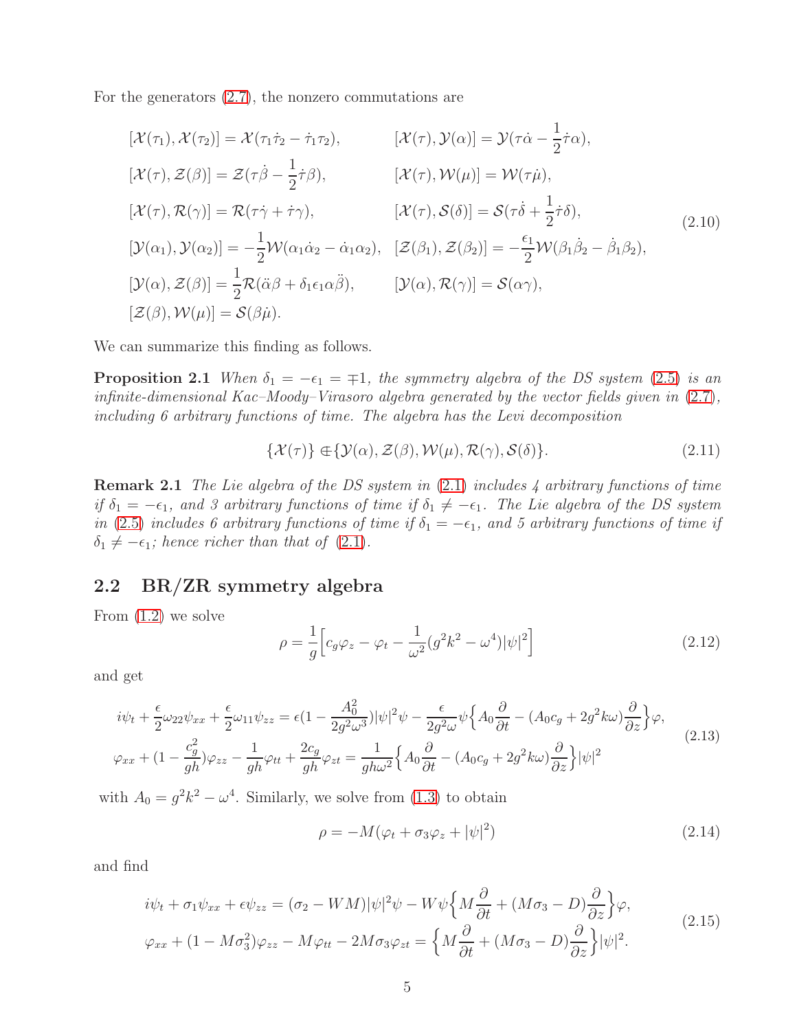For the generators (2.7), the nonzero commutations are

$$
\begin{aligned}
&[\mathcal{X}(\tau_1),\mathcal{X}(\tau_2)]=\mathcal{X}(\tau_1\dot{\tau}_2-\dot{\tau}_1\tau_2), && [\mathcal{X}(\tau),\mathcal{Y}(\alpha)]=\mathcal{Y}(\tau\dot{\alpha}-\frac{1}{2}\dot{\tau}\alpha),\\
&[\mathcal{X}(\tau),\mathcal{Z}(\beta)]=\mathcal{Z}(\tau\dot{\beta}-\frac{1}{2}\dot{\tau}\beta), && [\mathcal{X}(\tau),\mathcal{W}(\mu)]=\mathcal{W}(\tau\dot{\mu}),\\
&[\mathcal{X}(\tau),\mathcal{R}(\gamma)]=\mathcal{R}(\tau\dot{\gamma}+\dot{\tau}\gamma), && [\mathcal{X}(\tau),\mathcal{S}(\delta)]=\mathcal{S}(\tau\dot{\delta}+\frac{1}{2}\dot{\tau}\delta),\\
&[\mathcal{Y}(\alpha_1),\mathcal{Y}(\alpha_2)]=-\frac{1}{2}\mathcal{W}(\alpha_1\dot{\alpha}_2-\dot{\alpha}_1\alpha_2), && [\mathcal{Z}(\beta_1),\mathcal{Z}(\beta_2)]=-\frac{\epsilon_1}{2}\mathcal{W}(\beta_1\dot{\beta}_2-\dot{\beta}_1\beta_2),\\
&[\mathcal{Y}(\alpha),\mathcal{Z}(\beta)]=\frac{1}{2}\mathcal{R}(\ddot{\alpha}\beta+\delta_1\epsilon_1\alpha\ddot{\beta}), && [\mathcal{Y}(\alpha),\mathcal{R}(\gamma)]=\mathcal{S}(\alpha\gamma),\\
&[\mathcal{Z}(\beta),\mathcal{W}(\mu)]=\mathcal{S}(\beta\dot{\mu}).
\end{aligned}
\tag{2.10}
$$

We can summarize this finding as follows.

**Proposition 2.1** *When $\delta_1=-\epsilon_1=\mp 1$, the symmetry algebra of the DS system (2.5) is an infinite-dimensional Kac–Moody–Virasoro algebra generated by the vector fields given in (2.7), including 6 arbitrary functions of time. The algebra has the Levi decomposition*

$$
\{\mathcal{X}(\tau)\}\Subset\{\mathcal{Y}(\alpha),\mathcal{Z}(\beta),\mathcal{W}(\mu),\mathcal{R}(\gamma),\mathcal{S}(\delta)\}. \tag{2.11}
$$

**Remark 2.1** *The Lie algebra of the DS system in (2.1) includes 4 arbitrary functions of time if $\delta_1=-\epsilon_1$, and 3 arbitrary functions of time if $\delta_1\neq-\epsilon_1$. The Lie algebra of the DS system in (2.5) includes 6 arbitrary functions of time if $\delta_1=-\epsilon_1$, and 5 arbitrary functions of time if $\delta_1\neq-\epsilon_1$; hence richer than that of (2.1).*

## 2.2 BR/ZR symmetry algebra

From (1.2) we solve

$$
\rho=\frac{1}{g}\Big[c_g\varphi_z-\varphi_t-\frac{1}{\omega^2}(g^2k^2-\omega^4)|\psi|^2\Big] \tag{2.12}
$$

and get

$$
\begin{aligned}
&i\psi_t+\frac{\epsilon}{2}\omega_{22}\psi_{xx}+\frac{\epsilon}{2}\omega_{11}\psi_{zz}=\epsilon(1-\frac{A_0^2}{2g^2\omega^3})|\psi|^2\psi-\frac{\epsilon}{2g^2\omega}\psi\Big\{A_0\frac{\partial}{\partial t}-(A_0c_g+2g^2k\omega)\frac{\partial}{\partial z}\Big\}\varphi,\\
&\varphi_{xx}+(1-\frac{c_g^2}{gh})\varphi_{zz}-\frac{1}{gh}\varphi_{tt}+\frac{2c_g}{gh}\varphi_{zt}=\frac{1}{gh\omega^2}\Big\{A_0\frac{\partial}{\partial t}-(A_0c_g+2g^2k\omega)\frac{\partial}{\partial z}\Big\}|\psi|^2
\end{aligned}
\tag{2.13}
$$

with $A_0=g^2k^2-\omega^4$. Similarly, we solve from (1.3) to obtain

$$
\rho=-M(\varphi_t+\sigma_3\varphi_z+|\psi|^2) \tag{2.14}
$$

and find

$$
\begin{aligned}
&i\psi_t+\sigma_1\psi_{xx}+\epsilon\psi_{zz}=(\sigma_2-WM)|\psi|^2\psi-W\psi\Big\{M\frac{\partial}{\partial t}+(M\sigma_3-D)\frac{\partial}{\partial z}\Big\}\varphi,\\
&\varphi_{xx}+(1-M\sigma_3^2)\varphi_{zz}-M\varphi_{tt}-2M\sigma_3\varphi_{zt}=\Big\{M\frac{\partial}{\partial t}+(M\sigma_3-D)\frac{\partial}{\partial z}\Big\}|\psi|^2.
\end{aligned}
\tag{2.15}
$$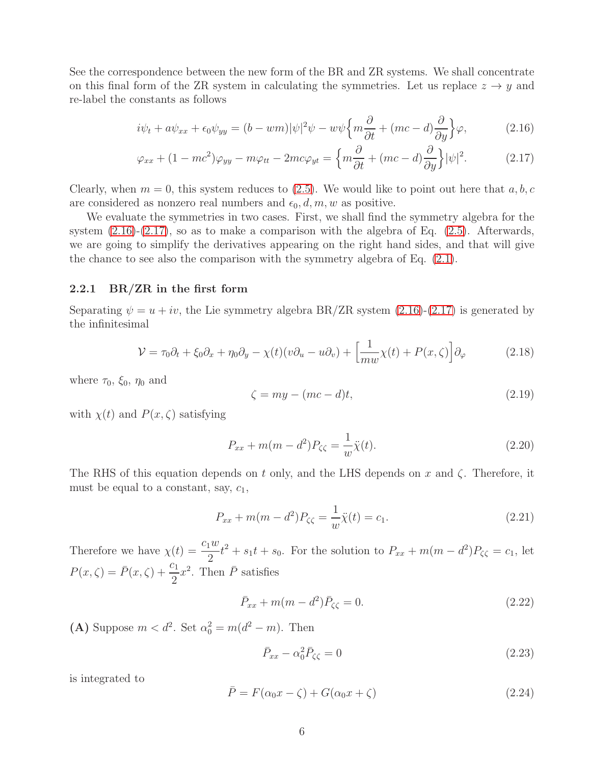See the correspondence between the new form of the BR and ZR systems. We shall concentrate on this final form of the ZR system in calculating the symmetries. Let us replace $z \to y$ and re-label the constants as follows

$$i\psi_t + a\psi_{xx} + \epsilon_0\psi_{yy} = (b - wm)|\psi|^2\psi - w\psi\Big\{m\frac{\partial}{\partial t} + (mc - d)\frac{\partial}{\partial y}\Big\}\varphi, \tag{2.16}$$

$$\varphi_{xx} + (1 - mc^2)\varphi_{yy} - m\varphi_{tt} - 2mc\varphi_{yt} = \Big\{m\frac{\partial}{\partial t} + (mc - d)\frac{\partial}{\partial y}\Big\}|\psi|^2. \tag{2.17}$$

Clearly, when $m = 0$, this system reduces to (2.5). We would like to point out here that $a, b, c$ are considered as nonzero real numbers and $\epsilon_0, d, m, w$ as positive.

We evaluate the symmetries in two cases. First, we shall find the symmetry algebra for the system (2.16)-(2.17), so as to make a comparison with the algebra of Eq. (2.5). Afterwards, we are going to simplify the derivatives appearing on the right hand sides, and that will give the chance to see also the comparison with the symmetry algebra of Eq. (2.1).

### 2.2.1 BR/ZR in the first form

Separating $\psi = u + iv$, the Lie symmetry algebra BR/ZR system (2.16)-(2.17) is generated by the infinitesimal

$$\mathcal{V} = \tau_0\partial_t + \xi_0\partial_x + \eta_0\partial_y - \chi(t)(v\partial_u - u\partial_v) + \Big[\frac{1}{mw}\chi(t) + P(x,\zeta)\Big]\partial_\varphi \tag{2.18}$$

where $\tau_0$, $\xi_0$, $\eta_0$ and

$$\zeta = my - (mc - d)t, \tag{2.19}$$

with $\chi(t)$ and $P(x,\zeta)$ satisfying

$$P_{xx} + m(m - d^2)P_{\zeta\zeta} = \frac{1}{w}\ddot{\chi}(t). \tag{2.20}$$

The RHS of this equation depends on $t$ only, and the LHS depends on $x$ and $\zeta$. Therefore, it must be equal to a constant, say, $c_1$,

$$P_{xx} + m(m - d^2)P_{\zeta\zeta} = \frac{1}{w}\ddot{\chi}(t) = c_1. \tag{2.21}$$

Therefore we have $\chi(t) = \dfrac{c_1 w}{2}t^2 + s_1 t + s_0$. For the solution to $P_{xx} + m(m - d^2)P_{\zeta\zeta} = c_1$, let $P(x,\zeta) = \bar{P}(x,\zeta) + \dfrac{c_1}{2}x^2$. Then $\bar{P}$ satisfies

$$\bar{P}_{xx} + m(m - d^2)\bar{P}_{\zeta\zeta} = 0. \tag{2.22}$$

**(A)** Suppose $m < d^2$. Set $\alpha_0^2 = m(d^2 - m)$. Then

$$\bar{P}_{xx} - \alpha_0^2\bar{P}_{\zeta\zeta} = 0 \tag{2.23}$$

is integrated to

$$\bar{P} = F(\alpha_0 x - \zeta) + G(\alpha_0 x + \zeta) \tag{2.24}$$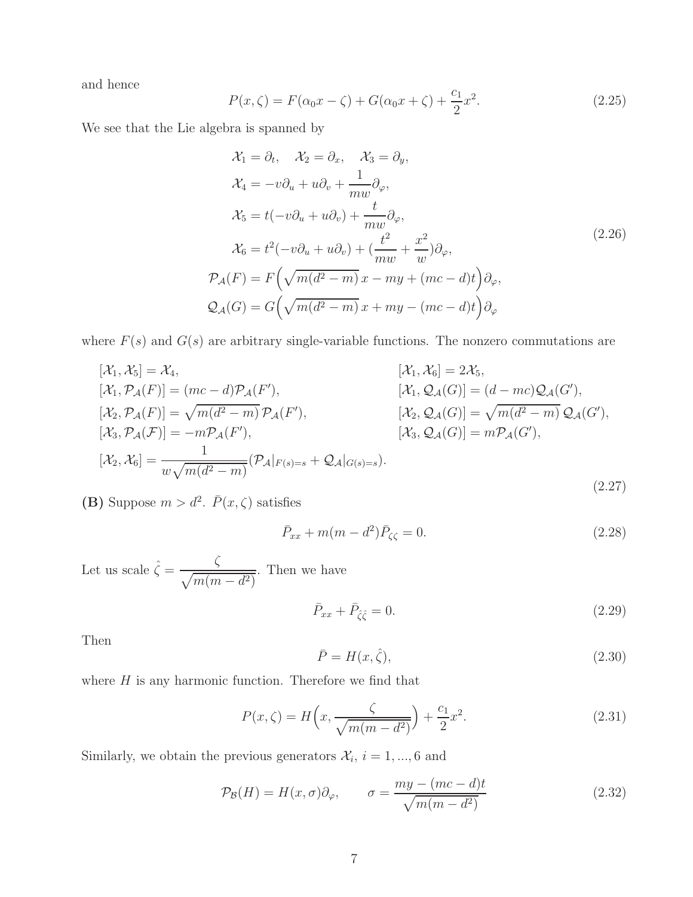and hence

$$P(x,\zeta) = F(\alpha_0 x - \zeta) + G(\alpha_0 x + \zeta) + \frac{c_1}{2}x^2. \tag{2.25}$$

We see that the Lie algebra is spanned by

$$\begin{aligned}
\mathcal{X}_1 &= \partial_t, \quad \mathcal{X}_2 = \partial_x, \quad \mathcal{X}_3 = \partial_y, \\
\mathcal{X}_4 &= -v\partial_u + u\partial_v + \frac{1}{mw}\partial_\varphi, \\
\mathcal{X}_5 &= t(-v\partial_u + u\partial_v) + \frac{t}{mw}\partial_\varphi, \\
\mathcal{X}_6 &= t^2(-v\partial_u + u\partial_v) + (\frac{t^2}{mw} + \frac{x^2}{w})\partial_\varphi, \\
\mathcal{P}_{\mathcal{A}}(F) &= F\Big(\sqrt{m(d^2-m)}\,x - my + (mc-d)t\Big)\partial_\varphi, \\
\mathcal{Q}_{\mathcal{A}}(G) &= G\Big(\sqrt{m(d^2-m)}\,x + my - (mc-d)t\Big)\partial_\varphi
\end{aligned} \tag{2.26}$$

where $F(s)$ and $G(s)$ are arbitrary single-variable functions. The nonzero commutations are

$$\begin{aligned}
&[\mathcal{X}_1, \mathcal{X}_5] = \mathcal{X}_4, && [\mathcal{X}_1, \mathcal{X}_6] = 2\mathcal{X}_5, \\
&[\mathcal{X}_1, \mathcal{P}_{\mathcal{A}}(F)] = (mc-d)\mathcal{P}_{\mathcal{A}}(F'), && [\mathcal{X}_1, \mathcal{Q}_{\mathcal{A}}(G)] = (d-mc)\mathcal{Q}_{\mathcal{A}}(G'), \\
&[\mathcal{X}_2, \mathcal{P}_{\mathcal{A}}(F)] = \sqrt{m(d^2-m)}\,\mathcal{P}_{\mathcal{A}}(F'), && [\mathcal{X}_2, \mathcal{Q}_{\mathcal{A}}(G)] = \sqrt{m(d^2-m)}\,\mathcal{Q}_{\mathcal{A}}(G'), \\
&[\mathcal{X}_3, \mathcal{P}_{\mathcal{A}}(\mathcal{F})] = -m\mathcal{P}_{\mathcal{A}}(F'), && [\mathcal{X}_3, \mathcal{Q}_{\mathcal{A}}(G)] = m\mathcal{P}_{\mathcal{A}}(G'), \\
&[\mathcal{X}_2, \mathcal{X}_6] = \frac{1}{w\sqrt{m(d^2-m)}}(\mathcal{P}_{\mathcal{A}}|_{F(s)=s} + \mathcal{Q}_{\mathcal{A}}|_{G(s)=s}).
\end{aligned} \tag{2.27}$$

**(B)** Suppose $m > d^2$. $\bar{P}(x,\zeta)$ satisfies

$$\bar{P}_{xx} + m(m-d^2)\bar{P}_{\zeta\zeta} = 0. \tag{2.28}$$

Let us scale $\hat{\zeta} = \dfrac{\zeta}{\sqrt{m(m-d^2)}}$. Then we have

$$\bar{P}_{xx} + \bar{P}_{\hat{\zeta}\hat{\zeta}} = 0. \tag{2.29}$$

Then

$$\bar{P} = H(x,\hat{\zeta}), \tag{2.30}$$

where $H$ is any harmonic function. Therefore we find that

$$P(x,\zeta) = H\Big(x, \frac{\zeta}{\sqrt{m(m-d^2)}}\Big) + \frac{c_1}{2}x^2. \tag{2.31}$$

Similarly, we obtain the previous generators $\mathcal{X}_i$, $i = 1, ..., 6$ and

$$\mathcal{P}_{\mathcal{B}}(H) = H(x,\sigma)\partial_\varphi, \qquad \sigma = \frac{my - (mc-d)t}{\sqrt{m(m-d^2)}} \tag{2.32}$$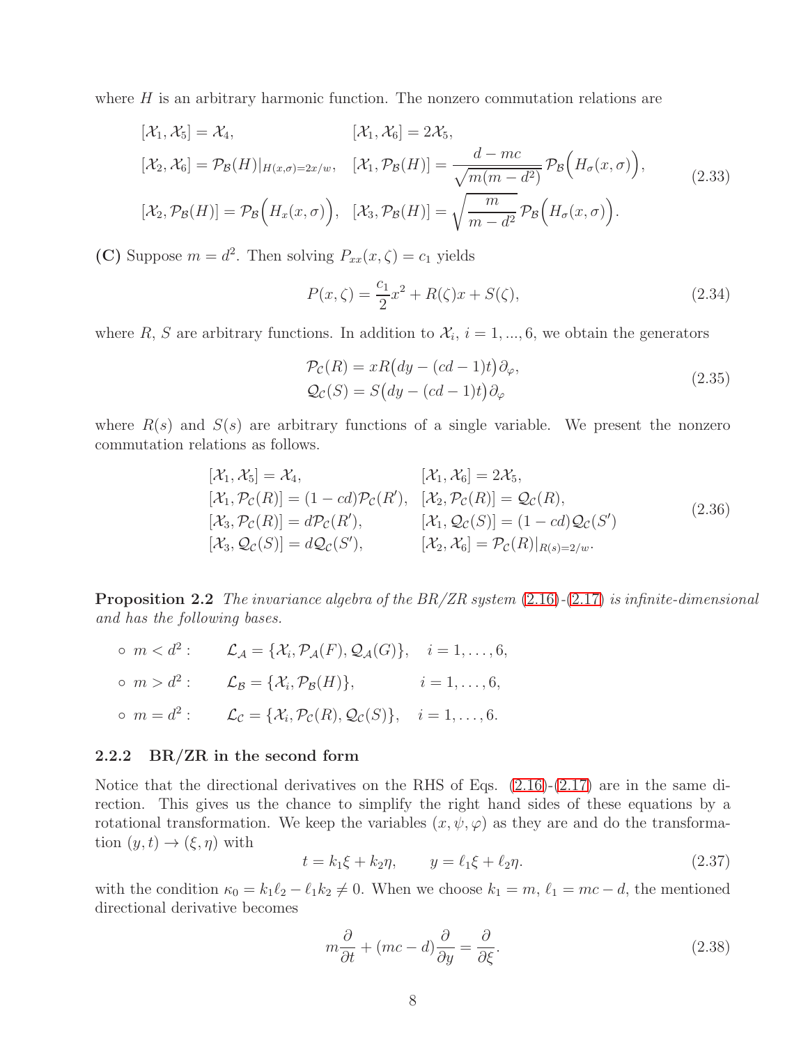where $H$ is an arbitrary harmonic function. The nonzero commutation relations are

$$
\begin{aligned}
&[\mathcal{X}_1, \mathcal{X}_5] = \mathcal{X}_4, && [\mathcal{X}_1, \mathcal{X}_6] = 2\mathcal{X}_5, \\
&[\mathcal{X}_2, \mathcal{X}_6] = \mathcal{P}_{\mathcal{B}}(H)|_{H(x,\sigma)=2x/w}, && [\mathcal{X}_1, \mathcal{P}_{\mathcal{B}}(H)] = \frac{d - mc}{\sqrt{m(m-d^2)}}\mathcal{P}_{\mathcal{B}}\Big(H_\sigma(x,\sigma)\Big), \\
&[\mathcal{X}_2, \mathcal{P}_{\mathcal{B}}(H)] = \mathcal{P}_{\mathcal{B}}\Big(H_x(x,\sigma)\Big), && [\mathcal{X}_3, \mathcal{P}_{\mathcal{B}}(H)] = \sqrt{\frac{m}{m-d^2}}\,\mathcal{P}_{\mathcal{B}}\Big(H_\sigma(x,\sigma)\Big).
\end{aligned}
\tag{2.33}
$$

**(C)** Suppose $m = d^2$. Then solving $P_{xx}(x,\zeta) = c_1$ yields

$$
P(x,\zeta) = \frac{c_1}{2}x^2 + R(\zeta)x + S(\zeta), \tag{2.34}
$$

where $R$, $S$ are arbitrary functions. In addition to $\mathcal{X}_i$, $i = 1, ..., 6$, we obtain the generators

$$
\begin{aligned}
\mathcal{P}_{\mathcal{C}}(R) &= xR\big(dy - (cd-1)t\big)\partial_\varphi, \\
\mathcal{Q}_{\mathcal{C}}(S) &= S\big(dy - (cd-1)t\big)\partial_\varphi
\end{aligned}
\tag{2.35}
$$

where $R(s)$ and $S(s)$ are arbitrary functions of a single variable. We present the nonzero commutation relations as follows.

$$
\begin{aligned}
&[\mathcal{X}_1, \mathcal{X}_5] = \mathcal{X}_4, && [\mathcal{X}_1, \mathcal{X}_6] = 2\mathcal{X}_5, \\
&[\mathcal{X}_1, \mathcal{P}_{\mathcal{C}}(R)] = (1-cd)\mathcal{P}_{\mathcal{C}}(R'), && [\mathcal{X}_2, \mathcal{P}_{\mathcal{C}}(R)] = \mathcal{Q}_{\mathcal{C}}(R), \\
&[\mathcal{X}_3, \mathcal{P}_{\mathcal{C}}(R)] = d\mathcal{P}_{\mathcal{C}}(R'), && [\mathcal{X}_1, \mathcal{Q}_{\mathcal{C}}(S)] = (1-cd)\mathcal{Q}_{\mathcal{C}}(S') \\
&[\mathcal{X}_3, \mathcal{Q}_{\mathcal{C}}(S)] = d\mathcal{Q}_{\mathcal{C}}(S'), && [\mathcal{X}_2, \mathcal{X}_6] = \mathcal{P}_{\mathcal{C}}(R)|_{R(s)=2/w}.
\end{aligned}
\tag{2.36}
$$

**Proposition 2.2** *The invariance algebra of the BR/ZR system (2.16)-(2.17) is infinite-dimensional and has the following bases.*

- $m < d^2$: $\quad \mathcal{L}_{\mathcal{A}} = \{\mathcal{X}_i, \mathcal{P}_{\mathcal{A}}(F), \mathcal{Q}_{\mathcal{A}}(G)\}, \quad i = 1, \ldots, 6,$
- $m > d^2$: $\quad \mathcal{L}_{\mathcal{B}} = \{\mathcal{X}_i, \mathcal{P}_{\mathcal{B}}(H)\}, \quad i = 1, \ldots, 6,$
- $m = d^2$: $\quad \mathcal{L}_{\mathcal{C}} = \{\mathcal{X}_i, \mathcal{P}_{\mathcal{C}}(R), \mathcal{Q}_{\mathcal{C}}(S)\}, \quad i = 1, \ldots, 6.$

### 2.2.2 BR/ZR in the second form

Notice that the directional derivatives on the RHS of Eqs. (2.16)-(2.17) are in the same direction. This gives us the chance to simplify the right hand sides of these equations by a rotational transformation. We keep the variables $(x, \psi, \varphi)$ as they are and do the transformation $(y, t) \to (\xi, \eta)$ with

$$
t = k_1\xi + k_2\eta, \qquad y = \ell_1\xi + \ell_2\eta. \tag{2.37}
$$

with the condition $\kappa_0 = k_1\ell_2 - \ell_1 k_2 \neq 0$. When we choose $k_1 = m$, $\ell_1 = mc - d$, the mentioned directional derivative becomes

$$
m\frac{\partial}{\partial t} + (mc - d)\frac{\partial}{\partial y} = \frac{\partial}{\partial \xi}. \tag{2.38}
$$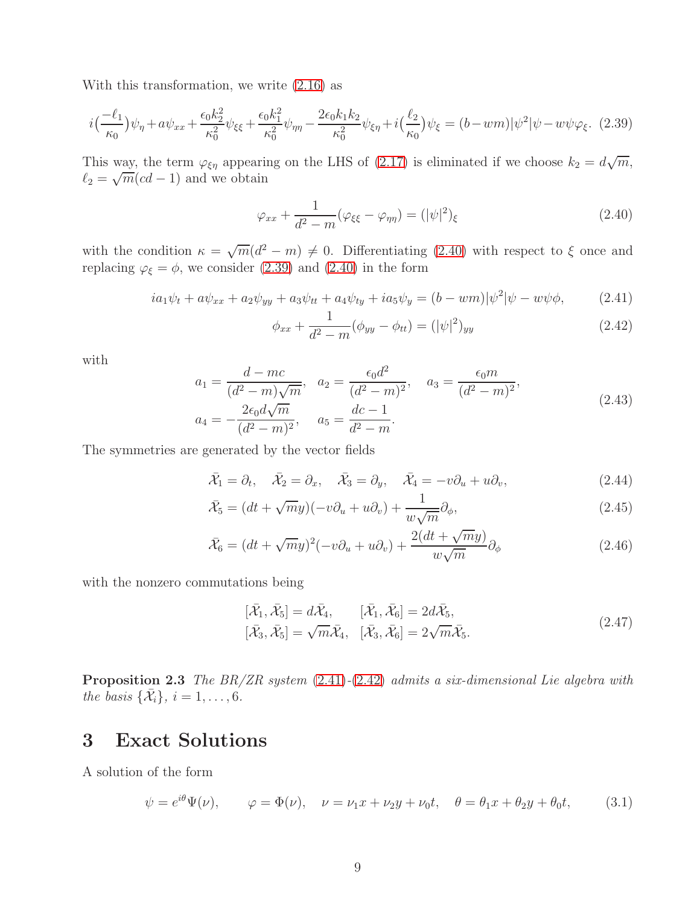With this transformation, we write (2.16) as

$$i\Big(\frac{-\ell_1}{\kappa_0}\Big)\psi_\eta + a\psi_{xx} + \frac{\epsilon_0 k_2^2}{\kappa_0^2}\psi_{\xi\xi} + \frac{\epsilon_0 k_1^2}{\kappa_0^2}\psi_{\eta\eta} - \frac{2\epsilon_0 k_1 k_2}{\kappa_0^2}\psi_{\xi\eta} + i\Big(\frac{\ell_2}{\kappa_0}\Big)\psi_\xi = (b - wm)|\psi^2|\psi - w\psi\varphi_\xi. \quad (2.39)$$

This way, the term $\varphi_{\xi\eta}$ appearing on the LHS of (2.17) is eliminated if we choose $k_2 = d\sqrt{m}$, $\ell_2 = \sqrt{m}(cd - 1)$ and we obtain

$$\varphi_{xx} + \frac{1}{d^2 - m}(\varphi_{\xi\xi} - \varphi_{\eta\eta}) = (|\psi|^2)_\xi \quad (2.40)$$

with the condition $\kappa = \sqrt{m}(d^2 - m) \neq 0$. Differentiating (2.40) with respect to $\xi$ once and replacing $\varphi_\xi = \phi$, we consider (2.39) and (2.40) in the form

$$ia_1\psi_t + a\psi_{xx} + a_2\psi_{yy} + a_3\psi_{tt} + a_4\psi_{ty} + ia_5\psi_y = (b - wm)|\psi^2|\psi - w\psi\phi, \quad (2.41)$$

$$\phi_{xx} + \frac{1}{d^2 - m}(\phi_{yy} - \phi_{tt}) = (|\psi|^2)_{yy} \quad (2.42)$$

with

$$a_1 = \frac{d - mc}{(d^2 - m)\sqrt{m}}, \quad a_2 = \frac{\epsilon_0 d^2}{(d^2 - m)^2}, \quad a_3 = \frac{\epsilon_0 m}{(d^2 - m)^2},$$
$$a_4 = -\frac{2\epsilon_0 d\sqrt{m}}{(d^2 - m)^2}, \quad a_5 = \frac{dc - 1}{d^2 - m}. \quad (2.43)$$

The symmetries are generated by the vector fields

$$\bar{\mathcal{X}}_1 = \partial_t, \quad \bar{\mathcal{X}}_2 = \partial_x, \quad \bar{\mathcal{X}}_3 = \partial_y, \quad \bar{\mathcal{X}}_4 = -v\partial_u + u\partial_v, \quad (2.44)$$

$$\bar{\mathcal{X}}_5 = (dt + \sqrt{m}y)(-v\partial_u + u\partial_v) + \frac{1}{w\sqrt{m}}\partial_\phi, \quad (2.45)$$

$$\bar{\mathcal{X}}_6 = (dt + \sqrt{m}y)^2(-v\partial_u + u\partial_v) + \frac{2(dt + \sqrt{m}y)}{w\sqrt{m}}\partial_\phi \quad (2.46)$$

with the nonzero commutations being

$$[\bar{\mathcal{X}}_1, \bar{\mathcal{X}}_5] = d\bar{\mathcal{X}}_4, \quad [\bar{\mathcal{X}}_1, \bar{\mathcal{X}}_6] = 2d\bar{\mathcal{X}}_5,$$
$$[\bar{\mathcal{X}}_3, \bar{\mathcal{X}}_5] = \sqrt{m}\bar{\mathcal{X}}_4, \quad [\bar{\mathcal{X}}_3, \bar{\mathcal{X}}_6] = 2\sqrt{m}\bar{\mathcal{X}}_5. \quad (2.47)$$

**Proposition 2.3** *The BR/ZR system (2.41)-(2.42) admits a six-dimensional Lie algebra with the basis $\{\bar{\mathcal{X}}_i\}$, $i = 1, \ldots, 6$.*

# 3 Exact Solutions

A solution of the form

$$\psi = e^{i\theta}\Psi(\nu), \qquad \varphi = \Phi(\nu), \quad \nu = \nu_1 x + \nu_2 y + \nu_0 t, \quad \theta = \theta_1 x + \theta_2 y + \theta_0 t, \quad (3.1)$$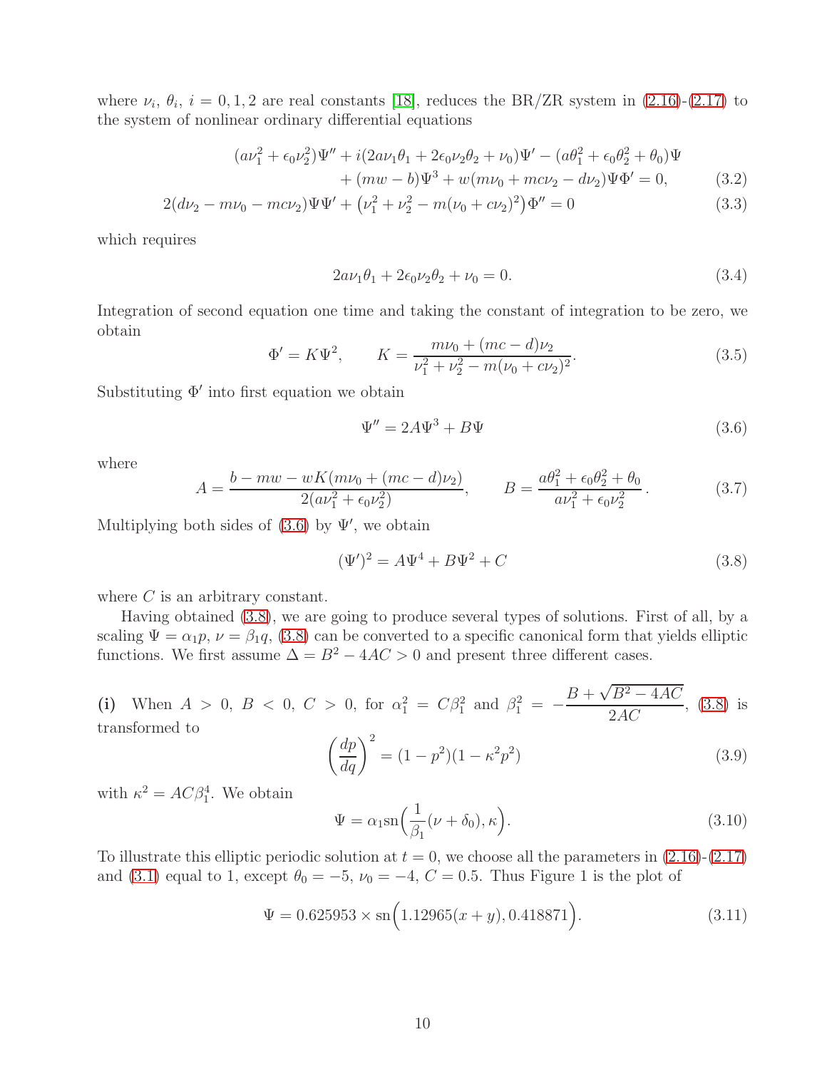where $\nu_i$, $\theta_i$, $i = 0, 1, 2$ are real constants [18], reduces the BR/ZR system in (2.16)-(2.17) to the system of nonlinear ordinary differential equations

$$
\begin{aligned}
(a\nu_1^2 + \epsilon_0\nu_2^2)\Psi'' + i(2a\nu_1\theta_1 + 2\epsilon_0\nu_2\theta_2 + \nu_0)\Psi' - (a\theta_1^2 + \epsilon_0\theta_2^2 + \theta_0)\Psi \\
+ (mw - b)\Psi^3 + w(m\nu_0 + mc\nu_2 - d\nu_2)\Psi\Phi' = 0, \qquad (3.2)
\end{aligned}
$$

$$
2(d\nu_2 - m\nu_0 - mc\nu_2)\Psi\Psi' + \left(\nu_1^2 + \nu_2^2 - m(\nu_0 + c\nu_2)^2\right)\Phi'' = 0 \qquad (3.3)
$$

which requires

$$
2a\nu_1\theta_1 + 2\epsilon_0\nu_2\theta_2 + \nu_0 = 0. \qquad (3.4)
$$

Integration of second equation one time and taking the constant of integration to be zero, we obtain

$$
\Phi' = K\Psi^2, \qquad K = \frac{m\nu_0 + (mc - d)\nu_2}{\nu_1^2 + \nu_2^2 - m(\nu_0 + c\nu_2)^2}. \qquad (3.5)
$$

Substituting $\Phi'$ into first equation we obtain

$$
\Psi'' = 2A\Psi^3 + B\Psi \qquad (3.6)
$$

where

$$
A = \frac{b - mw - wK(m\nu_0 + (mc - d)\nu_2)}{2(a\nu_1^2 + \epsilon_0\nu_2^2)}, \qquad B = \frac{a\theta_1^2 + \epsilon_0\theta_2^2 + \theta_0}{a\nu_1^2 + \epsilon_0\nu_2^2}. \qquad (3.7)
$$

Multiplying both sides of (3.6) by $\Psi'$, we obtain

$$
(\Psi')^2 = A\Psi^4 + B\Psi^2 + C \qquad (3.8)
$$

where $C$ is an arbitrary constant.

Having obtained (3.8), we are going to produce several types of solutions. First of all, by a scaling $\Psi = \alpha_1 p$, $\nu = \beta_1 q$, (3.8) can be converted to a specific canonical form that yields elliptic functions. We first assume $\Delta = B^2 - 4AC > 0$ and present three different cases.

**(i)** When $A > 0$, $B < 0$, $C > 0$, for $\alpha_1^2 = C\beta_1^2$ and $\beta_1^2 = -\dfrac{B + \sqrt{B^2 - 4AC}}{2AC}$, (3.8) is transformed to

$$
\left(\frac{dp}{dq}\right)^2 = (1 - p^2)(1 - \kappa^2 p^2) \qquad (3.9)
$$

with $\kappa^2 = AC\beta_1^4$. We obtain

$$
\Psi = \alpha_1 \mathrm{sn}\Big(\frac{1}{\beta_1}(\nu + \delta_0), \kappa\Big). \qquad (3.10)
$$

To illustrate this elliptic periodic solution at $t = 0$, we choose all the parameters in (2.16)-(2.17) and (3.1) equal to 1, except $\theta_0 = -5$, $\nu_0 = -4$, $C = 0.5$. Thus Figure 1 is the plot of

$$
\Psi = 0.625953 \times \mathrm{sn}\Big(1.12965(x + y), 0.418871\Big). \qquad (3.11)
$$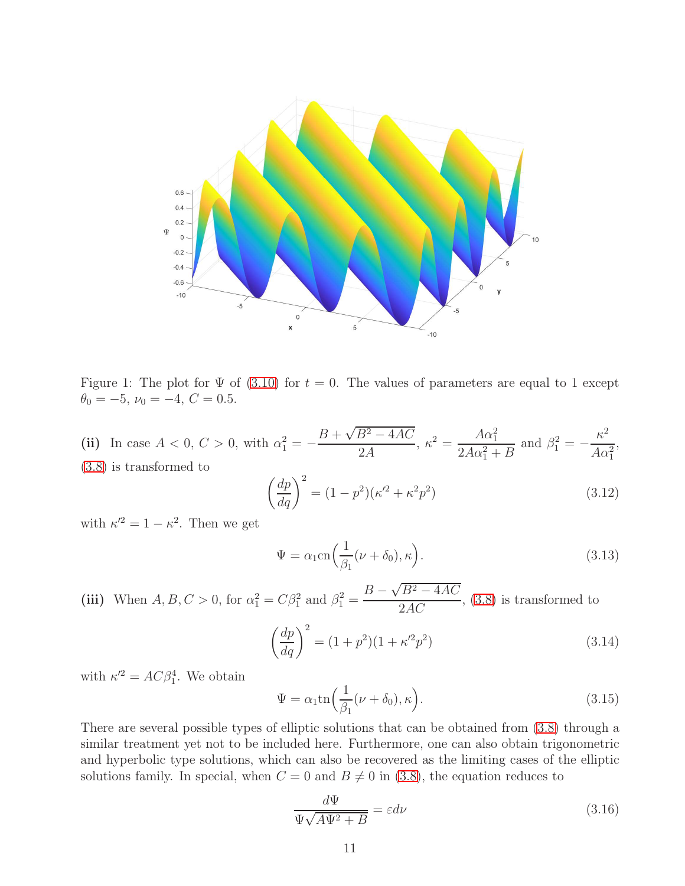Figure 1: The plot for $\Psi$ of (3.10) for $t = 0$. The values of parameters are equal to 1 except $\theta_0 = -5$, $\nu_0 = -4$, $C = 0.5$.

**(ii)** In case $A < 0$, $C > 0$, with $\alpha_1^2 = -\dfrac{B + \sqrt{B^2 - 4AC}}{2A}$, $\kappa^2 = \dfrac{A\alpha_1^2}{2A\alpha_1^2 + B}$ and $\beta_1^2 = -\dfrac{\kappa^2}{A\alpha_1^2}$, (3.8) is transformed to

$$\left(\frac{dp}{dq}\right)^2 = (1 - p^2)(\kappa'^2 + \kappa^2 p^2) \tag{3.12}$$

with $\kappa'^2 = 1 - \kappa^2$. Then we get

$$\Psi = \alpha_1 \mathrm{cn}\Big(\frac{1}{\beta_1}(\nu + \delta_0), \kappa\Big). \tag{3.13}$$

**(iii)** When $A, B, C > 0$, for $\alpha_1^2 = C\beta_1^2$ and $\beta_1^2 = \dfrac{B - \sqrt{B^2 - 4AC}}{2AC}$, (3.8) is transformed to

$$\left(\frac{dp}{dq}\right)^2 = (1 + p^2)(1 + \kappa'^2 p^2) \tag{3.14}$$

with $\kappa'^2 = AC\beta_1^4$. We obtain

$$\Psi = \alpha_1 \mathrm{tn}\Big(\frac{1}{\beta_1}(\nu + \delta_0), \kappa\Big). \tag{3.15}$$

There are several possible types of elliptic solutions that can be obtained from (3.8) through a similar treatment yet not to be included here. Furthermore, one can also obtain trigonometric and hyperbolic type solutions, which can also be recovered as the limiting cases of the elliptic solutions family. In special, when $C = 0$ and $B \neq 0$ in (3.8), the equation reduces to

$$\frac{d\Psi}{\Psi\sqrt{A\Psi^2 + B}} = \varepsilon d\nu \tag{3.16}$$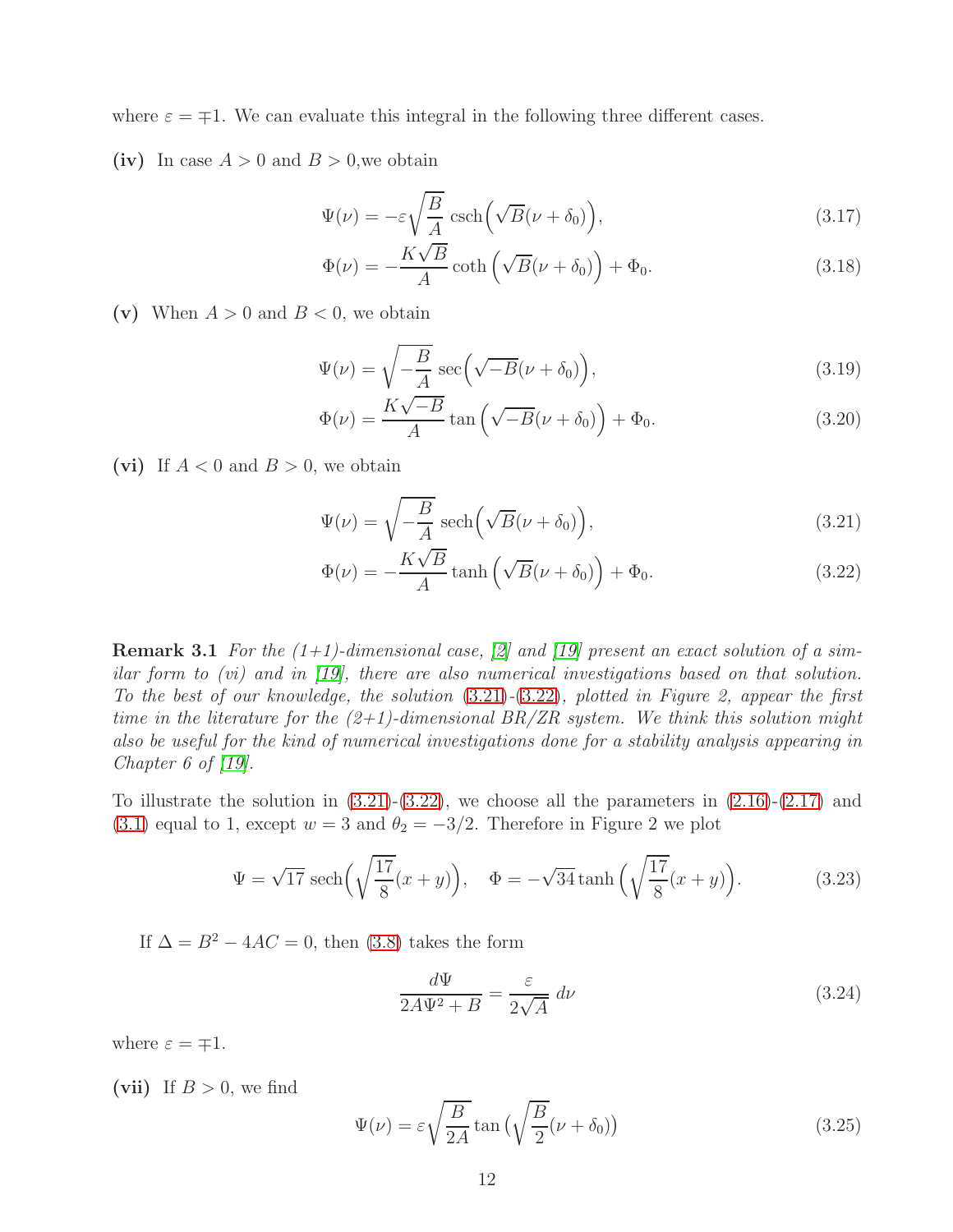where $\varepsilon = \mp 1$. We can evaluate this integral in the following three different cases.

**(iv)** In case $A > 0$ and $B > 0$,we obtain

$$\Psi(\nu) = -\varepsilon\sqrt{\frac{B}{A}}\,\text{csch}\Big(\sqrt{B}(\nu+\delta_0)\Big), \tag{3.17}$$

$$\Phi(\nu) = -\frac{K\sqrt{B}}{A}\coth\Big(\sqrt{B}(\nu+\delta_0)\Big) + \Phi_0. \tag{3.18}$$

**(v)** When $A > 0$ and $B < 0$, we obtain

$$\Psi(\nu) = \sqrt{-\frac{B}{A}}\,\sec\Big(\sqrt{-B}(\nu+\delta_0)\Big), \tag{3.19}$$

$$\Phi(\nu) = \frac{K\sqrt{-B}}{A}\tan\Big(\sqrt{-B}(\nu+\delta_0)\Big) + \Phi_0. \tag{3.20}$$

**(vi)** If $A < 0$ and $B > 0$, we obtain

$$\Psi(\nu) = \sqrt{-\frac{B}{A}}\,\text{sech}\Big(\sqrt{B}(\nu+\delta_0)\Big), \tag{3.21}$$

$$\Phi(\nu) = -\frac{K\sqrt{B}}{A}\tanh\Big(\sqrt{B}(\nu+\delta_0)\Big) + \Phi_0. \tag{3.22}$$

**Remark 3.1** *For the (1+1)-dimensional case, [2] and [19] present an exact solution of a similar form to (vi) and in [19], there are also numerical investigations based on that solution. To the best of our knowledge, the solution (3.21)-(3.22), plotted in Figure 2, appear the first time in the literature for the (2+1)-dimensional BR/ZR system. We think this solution might also be useful for the kind of numerical investigations done for a stability analysis appearing in Chapter 6 of [19].*

To illustrate the solution in (3.21)-(3.22), we choose all the parameters in (2.16)-(2.17) and (3.1) equal to 1, except $w = 3$ and $\theta_2 = -3/2$. Therefore in Figure 2 we plot

$$\Psi = \sqrt{17}\,\text{sech}\Big(\sqrt{\frac{17}{8}}(x+y)\Big), \quad \Phi = -\sqrt{34}\tanh\Big(\sqrt{\frac{17}{8}}(x+y)\Big). \tag{3.23}$$

If $\Delta = B^2 - 4AC = 0$, then (3.8) takes the form

$$\frac{d\Psi}{2A\Psi^2 + B} = \frac{\varepsilon}{2\sqrt{A}}\,d\nu \tag{3.24}$$

where $\varepsilon = \mp 1$.

**(vii)** If $B > 0$, we find

$$\Psi(\nu) = \varepsilon\sqrt{\frac{B}{2A}}\tan\big(\sqrt{\frac{B}{2}}(\nu+\delta_0)\big) \tag{3.25}$$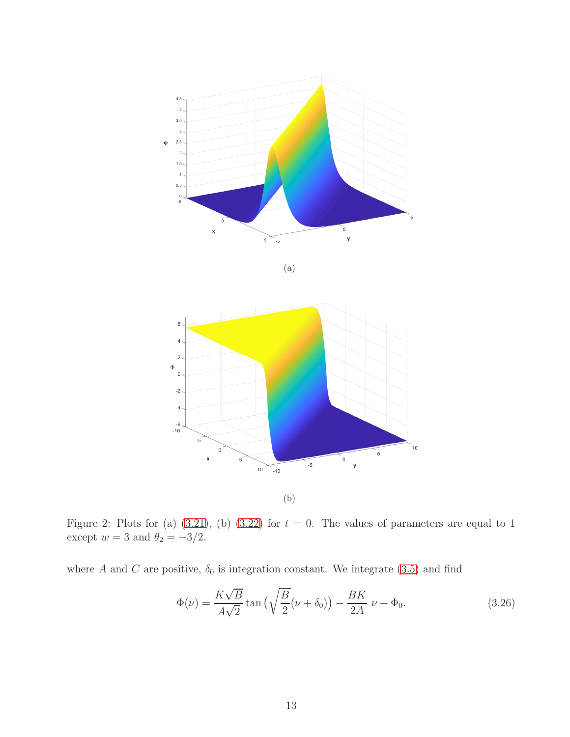(a)

(b)

Figure 2: Plots for (a) (3.21), (b) (3.22) for $t = 0$. The values of parameters are equal to 1 except $w = 3$ and $\theta_2 = -3/2$.

where $A$ and $C$ are positive, $\delta_0$ is integration constant. We integrate (3.5) and find

$$\Phi(\nu) = \frac{K\sqrt{B}}{A\sqrt{2}} \tan\left(\sqrt{\frac{B}{2}}(\nu + \delta_0)\right) - \frac{BK}{2A}\,\nu + \Phi_0. \tag{3.26}$$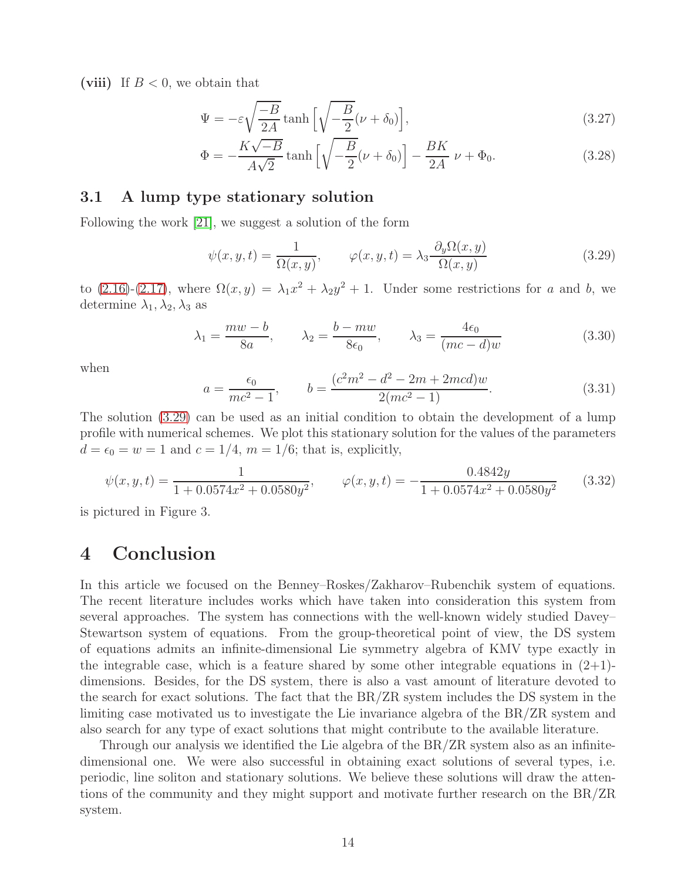**(viii)** If $B < 0$, we obtain that

$$\Psi = -\varepsilon\sqrt{\frac{-B}{2A}}\tanh\Big[\sqrt{-\frac{B}{2}}(\nu+\delta_0)\Big], \tag{3.27}$$

$$\Phi = -\frac{K\sqrt{-B}}{A\sqrt{2}}\tanh\Big[\sqrt{-\frac{B}{2}}(\nu+\delta_0)\Big] - \frac{BK}{2A}\,\nu + \Phi_0. \tag{3.28}$$

## 3.1 A lump type stationary solution

Following the work [21], we suggest a solution of the form

$$\psi(x,y,t) = \frac{1}{\Omega(x,y)}, \qquad \varphi(x,y,t) = \lambda_3\frac{\partial_y\Omega(x,y)}{\Omega(x,y)} \tag{3.29}$$

to (2.16)-(2.17), where $\Omega(x,y) = \lambda_1 x^2 + \lambda_2 y^2 + 1$. Under some restrictions for $a$ and $b$, we determine $\lambda_1, \lambda_2, \lambda_3$ as

$$\lambda_1 = \frac{mw-b}{8a}, \qquad \lambda_2 = \frac{b-mw}{8\epsilon_0}, \qquad \lambda_3 = \frac{4\epsilon_0}{(mc-d)w} \tag{3.30}$$

when

$$a = \frac{\epsilon_0}{mc^2-1}, \qquad b = \frac{(c^2m^2-d^2-2m+2mcd)w}{2(mc^2-1)}. \tag{3.31}$$

The solution (3.29) can be used as an initial condition to obtain the development of a lump profile with numerical schemes. We plot this stationary solution for the values of the parameters $d = \epsilon_0 = w = 1$ and $c = 1/4$, $m = 1/6$; that is, explicitly,

$$\psi(x,y,t) = \frac{1}{1+0.0574x^2+0.0580y^2}, \qquad \varphi(x,y,t) = -\frac{0.4842y}{1+0.0574x^2+0.0580y^2} \tag{3.32}$$

is pictured in Figure 3.

# 4 Conclusion

In this article we focused on the Benney–Roskes/Zakharov–Rubenchik system of equations. The recent literature includes works which have taken into consideration this system from several approaches. The system has connections with the well-known widely studied Davey–Stewartson system of equations. From the group-theoretical point of view, the DS system of equations admits an infinite-dimensional Lie symmetry algebra of KMV type exactly in the integrable case, which is a feature shared by some other integrable equations in (2+1)-dimensions. Besides, for the DS system, there is also a vast amount of literature devoted to the search for exact solutions. The fact that the BR/ZR system includes the DS system in the limiting case motivated us to investigate the Lie invariance algebra of the BR/ZR system and also search for any type of exact solutions that might contribute to the available literature.

Through our analysis we identified the Lie algebra of the BR/ZR system also as an infinite-dimensional one. We were also successful in obtaining exact solutions of several types, i.e. periodic, line soliton and stationary solutions. We believe these solutions will draw the attentions of the community and they might support and motivate further research on the BR/ZR system.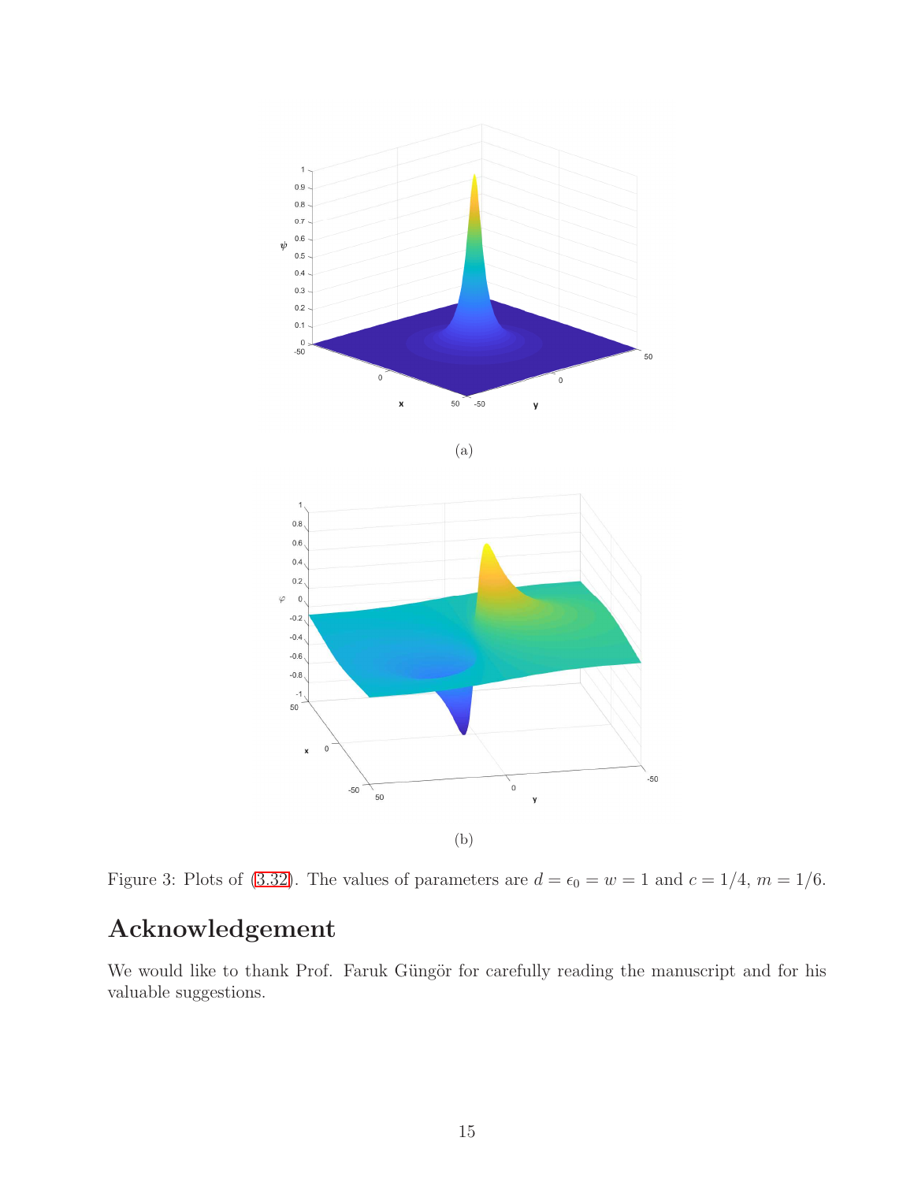(a)

(b)

Figure 3: Plots of (3.32). The values of parameters are $d = \epsilon_0 = w = 1$ and $c = 1/4$, $m = 1/6$.

## Acknowledgement

We would like to thank Prof. Faruk Güngör for carefully reading the manuscript and for his valuable suggestions.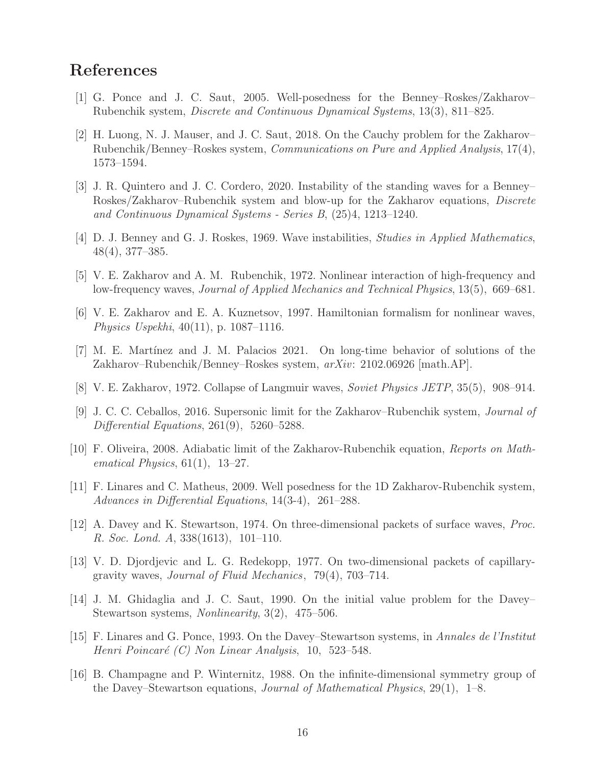# References

[1] G. Ponce and J. C. Saut, 2005. Well-posedness for the Benney–Roskes/Zakharov–Rubenchik system, *Discrete and Continuous Dynamical Systems*, 13(3), 811–825.

[2] H. Luong, N. J. Mauser, and J. C. Saut, 2018. On the Cauchy problem for the Zakharov–Rubenchik/Benney–Roskes system, *Communications on Pure and Applied Analysis*, 17(4), 1573–1594.

[3] J. R. Quintero and J. C. Cordero, 2020. Instability of the standing waves for a Benney–Roskes/Zakharov–Rubenchik system and blow-up for the Zakharov equations, *Discrete and Continuous Dynamical Systems - Series B*, (25)4, 1213–1240.

[4] D. J. Benney and G. J. Roskes, 1969. Wave instabilities, *Studies in Applied Mathematics*, 48(4), 377–385.

[5] V. E. Zakharov and A. M. Rubenchik, 1972. Nonlinear interaction of high-frequency and low-frequency waves, *Journal of Applied Mechanics and Technical Physics*, 13(5), 669–681.

[6] V. E. Zakharov and E. A. Kuznetsov, 1997. Hamiltonian formalism for nonlinear waves, *Physics Uspekhi*, 40(11), p. 1087–1116.

[7] M. E. Martínez and J. M. Palacios 2021. On long-time behavior of solutions of the Zakharov–Rubenchik/Benney–Roskes system, *arXiv*: 2102.06926 [math.AP].

[8] V. E. Zakharov, 1972. Collapse of Langmuir waves, *Soviet Physics JETP*, 35(5), 908–914.

[9] J. C. C. Ceballos, 2016. Supersonic limit for the Zakharov–Rubenchik system, *Journal of Differential Equations*, 261(9), 5260–5288.

[10] F. Oliveira, 2008. Adiabatic limit of the Zakharov-Rubenchik equation, *Reports on Mathematical Physics*, 61(1), 13–27.

[11] F. Linares and C. Matheus, 2009. Well posedness for the 1D Zakharov-Rubenchik system, *Advances in Differential Equations*, 14(3-4), 261–288.

[12] A. Davey and K. Stewartson, 1974. On three-dimensional packets of surface waves, *Proc. R. Soc. Lond. A*, 338(1613), 101–110.

[13] V. D. Djordjevic and L. G. Redekopp, 1977. On two-dimensional packets of capillary-gravity waves, *Journal of Fluid Mechanics*, 79(4), 703–714.

[14] J. M. Ghidaglia and J. C. Saut, 1990. On the initial value problem for the Davey–Stewartson systems, *Nonlinearity*, 3(2), 475–506.

[15] F. Linares and G. Ponce, 1993. On the Davey–Stewartson systems, in *Annales de l'Institut Henri Poincaré (C) Non Linear Analysis*, 10, 523–548.

[16] B. Champagne and P. Winternitz, 1988. On the infinite-dimensional symmetry group of the Davey–Stewartson equations, *Journal of Mathematical Physics*, 29(1), 1–8.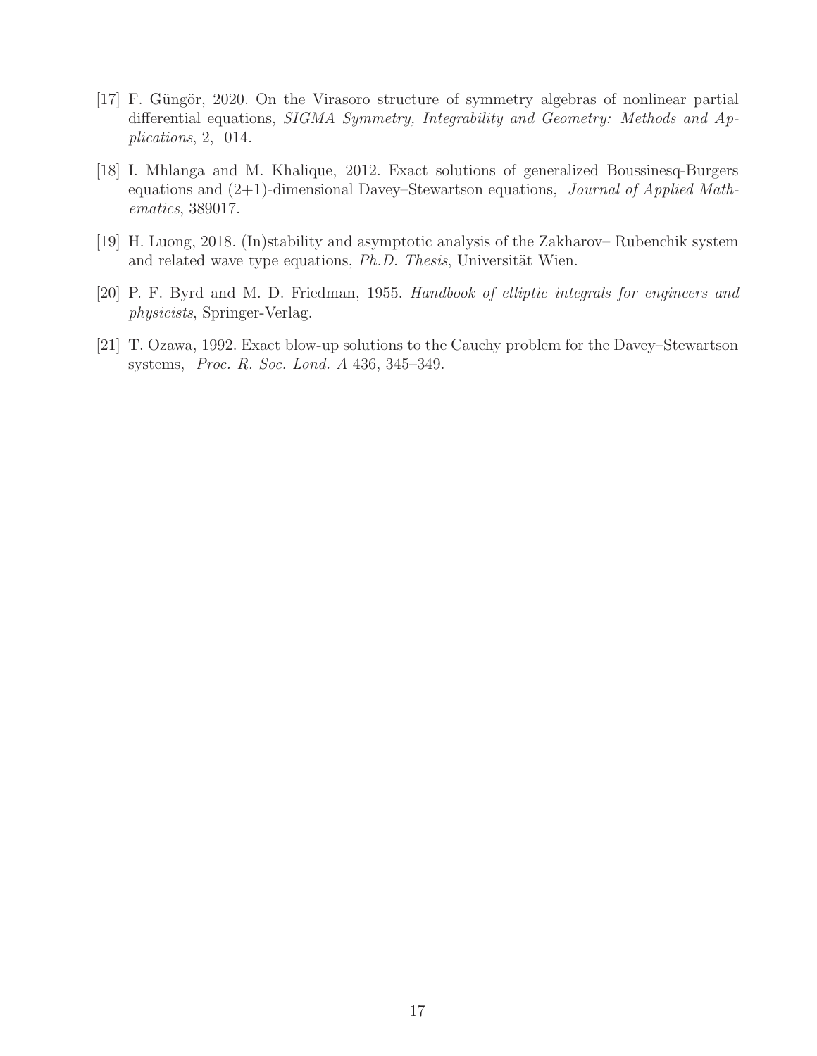[17] F. Güngör, 2020. On the Virasoro structure of symmetry algebras of nonlinear partial differential equations, *SIGMA Symmetry, Integrability and Geometry: Methods and Applications*, 2, 014.

[18] I. Mhlanga and M. Khalique, 2012. Exact solutions of generalized Boussinesq-Burgers equations and (2+1)-dimensional Davey–Stewartson equations, *Journal of Applied Mathematics*, 389017.

[19] H. Luong, 2018. (In)stability and asymptotic analysis of the Zakharov– Rubenchik system and related wave type equations, *Ph.D. Thesis*, Universität Wien.

[20] P. F. Byrd and M. D. Friedman, 1955. *Handbook of elliptic integrals for engineers and physicists*, Springer-Verlag.

[21] T. Ozawa, 1992. Exact blow-up solutions to the Cauchy problem for the Davey–Stewartson systems, *Proc. R. Soc. Lond. A* 436, 345–349.